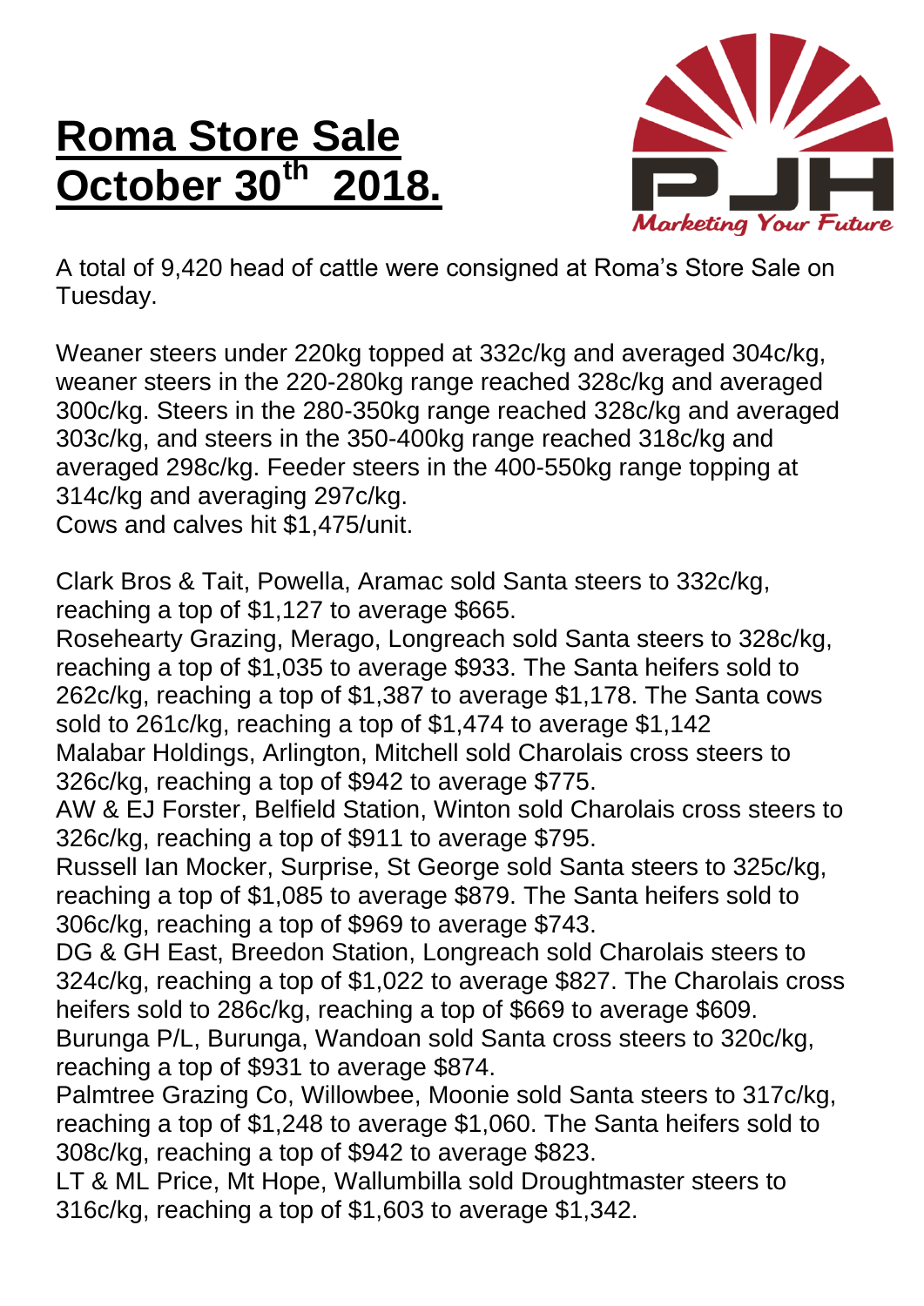# Roma Store Sale October 30th 2018.

A total of 9,420 head of cattle were consigned at Roma's Store Sale on Tuesday.

Weaner steers under 220kg topped at 332c/kg and averaged 304c/kg, weaner steers in the 220-280kg range reached 328c/kg and averaged 300c/kg. Steers in the 280-350kg range reached 328c/kg and averaged 303c/kg, and steers in the 350-400kg range reached 318c/kg and averaged 298c/kg. Feeder steers in the 400-550kg range topping at 314c/kg and averaging 297c/kg.
Cows and calves hit $1,475/unit.

Clark Bros & Tait, Powella, Aramac sold Santa steers to 332c/kg, reaching a top of $1,127 to average $665.
Rosehearty Grazing, Merago, Longreach sold Santa steers to 328c/kg, reaching a top of $1,035 to average $933. The Santa heifers sold to 262c/kg, reaching a top of $1,387 to average $1,178. The Santa cows sold to 261c/kg, reaching a top of $1,474 to average $1,142
Malabar Holdings, Arlington, Mitchell sold Charolais cross steers to 326c/kg, reaching a top of $942 to average $775.
AW & EJ Forster, Belfield Station, Winton sold Charolais cross steers to 326c/kg, reaching a top of $911 to average $795.
Russell Ian Mocker, Surprise, St George sold Santa steers to 325c/kg, reaching a top of $1,085 to average $879. The Santa heifers sold to 306c/kg, reaching a top of $969 to average $743.
DG & GH East, Breedon Station, Longreach sold Charolais steers to 324c/kg, reaching a top of $1,022 to average $827. The Charolais cross heifers sold to 286c/kg, reaching a top of $669 to average $609.
Burunga P/L, Burunga, Wandoan sold Santa cross steers to 320c/kg, reaching a top of $931 to average $874.
Palmtree Grazing Co, Willowbee, Moonie sold Santa steers to 317c/kg, reaching a top of $1,248 to average $1,060. The Santa heifers sold to 308c/kg, reaching a top of $942 to average $823.
LT & ML Price, Mt Hope, Wallumbilla sold Droughtmaster steers to 316c/kg, reaching a top of $1,603 to average $1,342.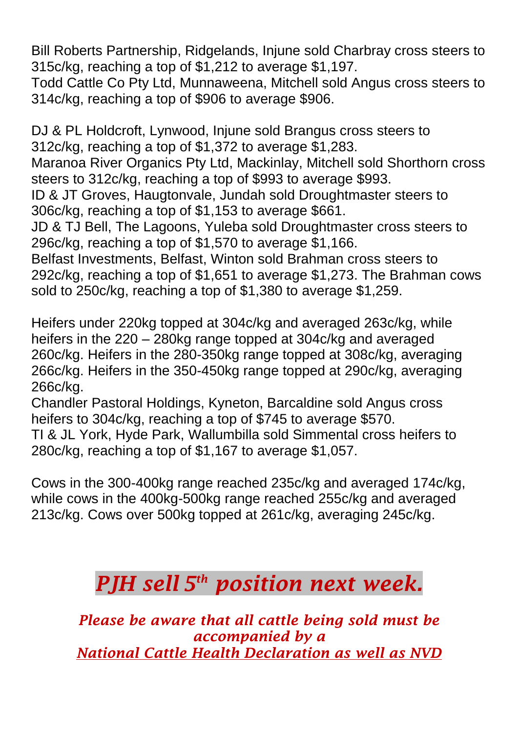Bill Roberts Partnership, Ridgelands, Injune sold Charbray cross steers to 315c/kg, reaching a top of $1,212 to average $1,197.
Todd Cattle Co Pty Ltd, Munnaweena, Mitchell sold Angus cross steers to 314c/kg, reaching a top of $906 to average $906.

DJ & PL Holdcroft, Lynwood, Injune sold Brangus cross steers to 312c/kg, reaching a top of $1,372 to average $1,283.
Maranoa River Organics Pty Ltd, Mackinlay, Mitchell sold Shorthorn cross steers to 312c/kg, reaching a top of $993 to average $993.
ID & JT Groves, Haugtonvale, Jundah sold Droughtmaster steers to 306c/kg, reaching a top of $1,153 to average $661.
JD & TJ Bell, The Lagoons, Yuleba sold Droughtmaster cross steers to 296c/kg, reaching a top of $1,570 to average $1,166.
Belfast Investments, Belfast, Winton sold Brahman cross steers to 292c/kg, reaching a top of $1,651 to average $1,273. The Brahman cows sold to 250c/kg, reaching a top of $1,380 to average $1,259.

Heifers under 220kg topped at 304c/kg and averaged 263c/kg, while heifers in the 220 – 280kg range topped at 304c/kg and averaged 260c/kg. Heifers in the 280-350kg range topped at 308c/kg, averaging 266c/kg. Heifers in the 350-450kg range topped at 290c/kg, averaging 266c/kg.
Chandler Pastoral Holdings, Kyneton, Barcaldine sold Angus cross heifers to 304c/kg, reaching a top of $745 to average $570.
TI & JL York, Hyde Park, Wallumbilla sold Simmental cross heifers to 280c/kg, reaching a top of $1,167 to average $1,057.

Cows in the 300-400kg range reached 235c/kg and averaged 174c/kg, while cows in the 400kg-500kg range reached 255c/kg and averaged 213c/kg. Cows over 500kg topped at 261c/kg, averaging 245c/kg.

## *PJH sell 5th position next week.*

***Please be aware that all cattle being sold must be accompanied by a National Cattle Health Declaration as well as NVD***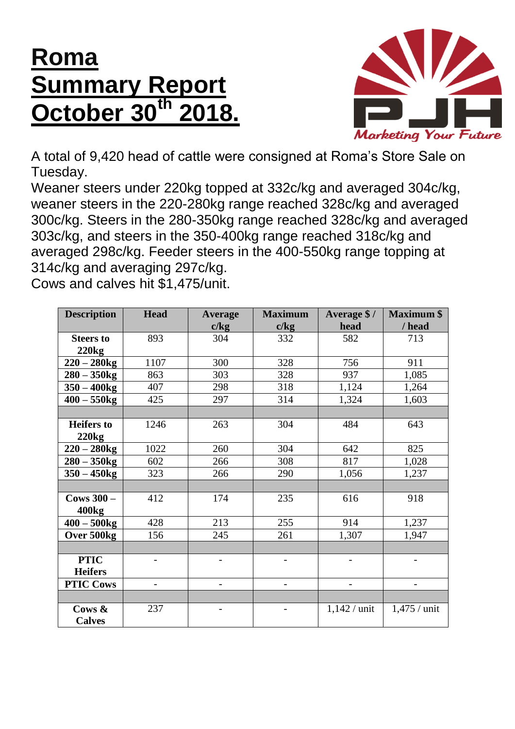# Roma Summary Report October 30th 2018.

Marketing Your Future

A total of 9,420 head of cattle were consigned at Roma's Store Sale on Tuesday.

Weaner steers under 220kg topped at 332c/kg and averaged 304c/kg, weaner steers in the 220-280kg range reached 328c/kg and averaged 300c/kg. Steers in the 280-350kg range reached 328c/kg and averaged 303c/kg, and steers in the 350-400kg range reached 318c/kg and averaged 298c/kg. Feeder steers in the 400-550kg range topping at 314c/kg and averaging 297c/kg.

Cows and calves hit $1,475/unit.

| Description | Head | Average c/kg | Maximum c/kg | Average $ / head | Maximum $ / head |
|---|---|---|---|---|---|
| **Steers to 220kg** | 893 | 304 | 332 | 582 | 713 |
| **220 – 280kg** | 1107 | 300 | 328 | 756 | 911 |
| **280 – 350kg** | 863 | 303 | 328 | 937 | 1,085 |
| **350 – 400kg** | 407 | 298 | 318 | 1,124 | 1,264 |
| **400 – 550kg** | 425 | 297 | 314 | 1,324 | 1,603 |
| | | | | | |
| **Heifers to 220kg** | 1246 | 263 | 304 | 484 | 643 |
| **220 – 280kg** | 1022 | 260 | 304 | 642 | 825 |
| **280 – 350kg** | 602 | 266 | 308 | 817 | 1,028 |
| **350 – 450kg** | 323 | 266 | 290 | 1,056 | 1,237 |
| | | | | | |
| **Cows 300 – 400kg** | 412 | 174 | 235 | 616 | 918 |
| **400 – 500kg** | 428 | 213 | 255 | 914 | 1,237 |
| **Over 500kg** | 156 | 245 | 261 | 1,307 | 1,947 |
| | | | | | |
| **PTIC Heifers** | - | - | - | - | - |
| **PTIC Cows** | - | - | - | - | - |
| | | | | | |
| **Cows & Calves** | 237 | - | - | 1,142 / unit | 1,475 / unit |